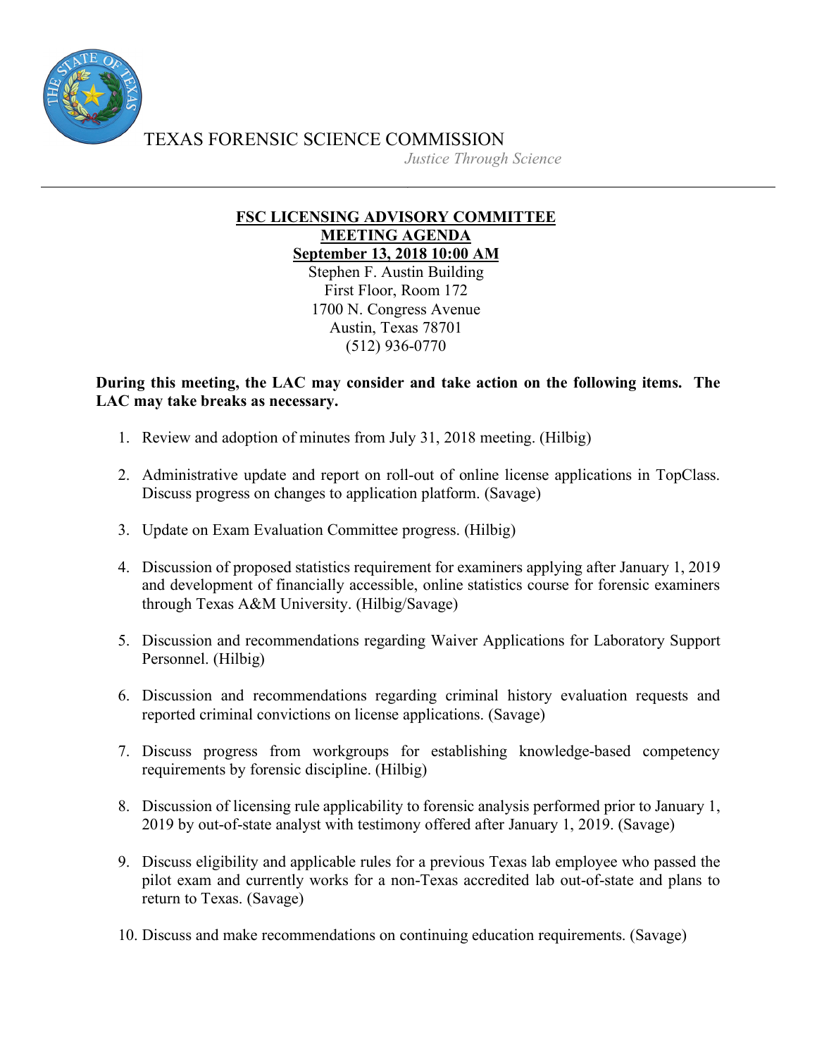TEXAS FORENSIC SCIENCE COMMISSION

*Justice Through Science*

---

**FSC LICENSING ADVISORY COMMITTEE**
**MEETING AGENDA**
**September 13, 2018 10:00 AM**

Stephen F. Austin Building
First Floor, Room 172
1700 N. Congress Avenue
Austin, Texas 78701
(512) 936-0770

**During this meeting, the LAC may consider and take action on the following items. The LAC may take breaks as necessary.**

1. Review and adoption of minutes from July 31, 2018 meeting. (Hilbig)

2. Administrative update and report on roll-out of online license applications in TopClass. Discuss progress on changes to application platform. (Savage)

3. Update on Exam Evaluation Committee progress. (Hilbig)

4. Discussion of proposed statistics requirement for examiners applying after January 1, 2019 and development of financially accessible, online statistics course for forensic examiners through Texas A&M University. (Hilbig/Savage)

5. Discussion and recommendations regarding Waiver Applications for Laboratory Support Personnel. (Hilbig)

6. Discussion and recommendations regarding criminal history evaluation requests and reported criminal convictions on license applications. (Savage)

7. Discuss progress from workgroups for establishing knowledge-based competency requirements by forensic discipline. (Hilbig)

8. Discussion of licensing rule applicability to forensic analysis performed prior to January 1, 2019 by out-of-state analyst with testimony offered after January 1, 2019. (Savage)

9. Discuss eligibility and applicable rules for a previous Texas lab employee who passed the pilot exam and currently works for a non-Texas accredited lab out-of-state and plans to return to Texas. (Savage)

10. Discuss and make recommendations on continuing education requirements. (Savage)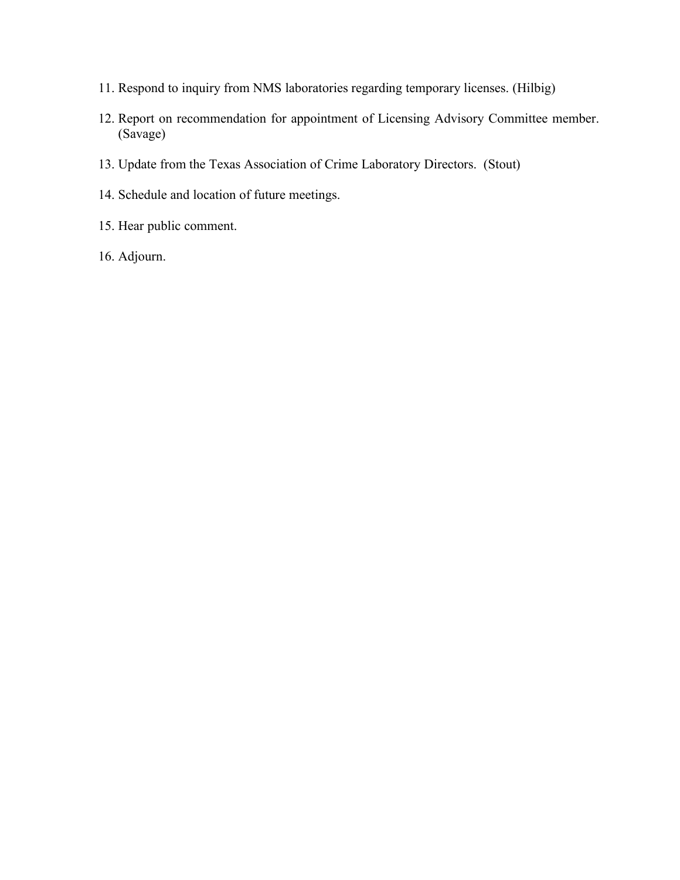11. Respond to inquiry from NMS laboratories regarding temporary licenses. (Hilbig)

12. Report on recommendation for appointment of Licensing Advisory Committee member. (Savage)

13. Update from the Texas Association of Crime Laboratory Directors. (Stout)

14. Schedule and location of future meetings.

15. Hear public comment.

16. Adjourn.